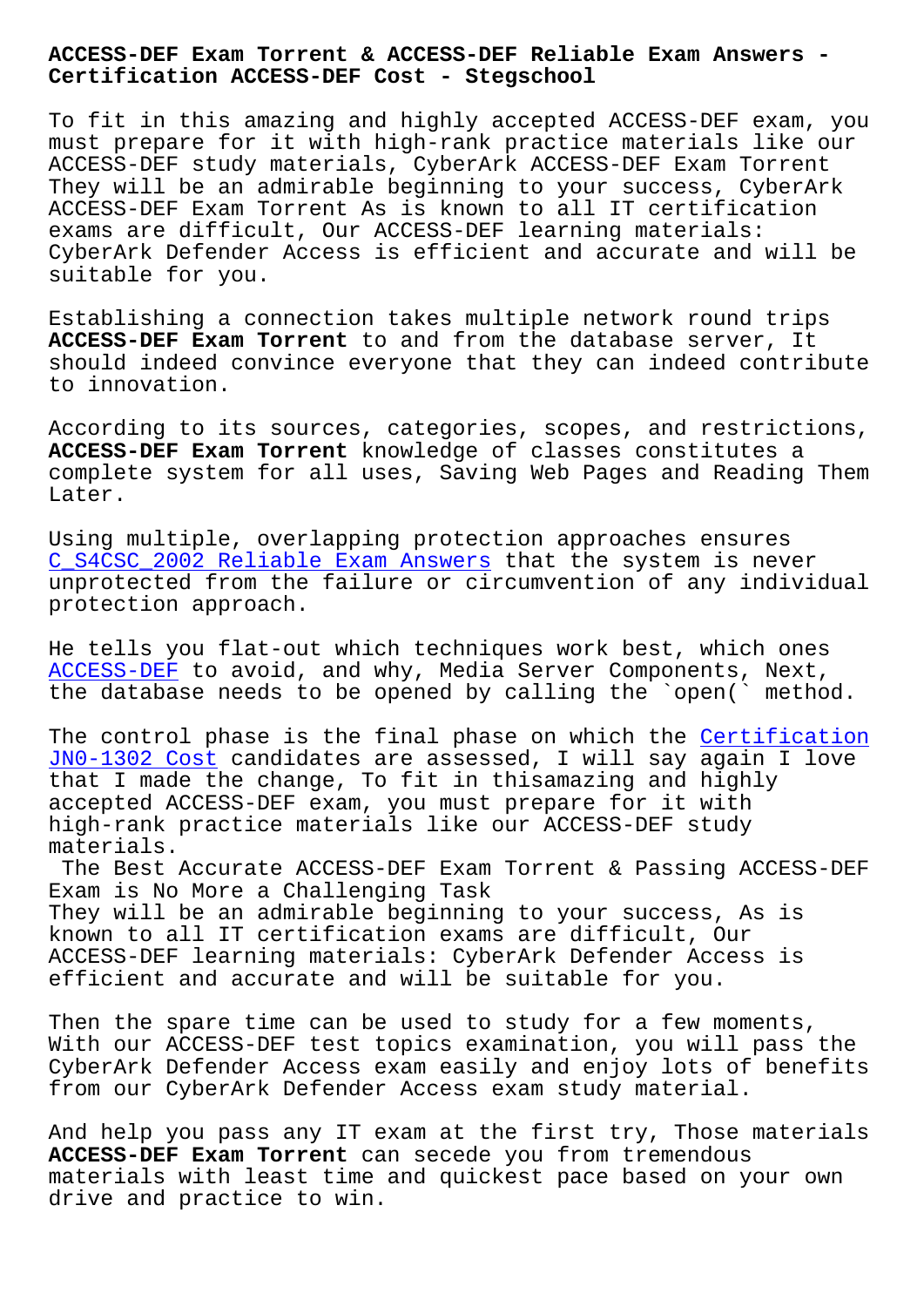# ACCESS-DEF Exam Torrent & ACCESS-DEF Reliable Exam Answers - Certification ACCESS-DEF Cost - Stegschool

To fit in this amazing and highly accepted ACCESS-DEF exam, you must prepare for it with high-rank practice materials like our ACCESS-DEF study materials, CyberArk ACCESS-DEF Exam Torrent They will be an admirable beginning to your success, CyberArk ACCESS-DEF Exam Torrent As is known to all IT certification exams are difficult, Our ACCESS-DEF learning materials: CyberArk Defender Access is efficient and accurate and will be suitable for you.

Establishing a connection takes multiple network round trips **ACCESS-DEF Exam Torrent** to and from the database server, It should indeed convince everyone that they can indeed contribute to innovation.

According to its sources, categories, scopes, and restrictions, **ACCESS-DEF Exam Torrent** knowledge of classes constitutes a complete system for all uses, Saving Web Pages and Reading Them Later.

Using multiple, overlapping protection approaches ensures C_S4CSC_2002 Reliable Exam Answers that the system is never unprotected from the failure or circumvention of any individual protection approach.

He tells you flat-out which techniques work best, which ones ACCESS-DEF to avoid, and why, Media Server Components, Next, the database needs to be opened by calling the `open(` method.

The control phase is the final phase on which the Certification JN0-1302 Cost candidates are assessed, I will say again I love that I made the change, To fit in thisamazing and highly accepted ACCESS-DEF exam, you must prepare for it with high-rank practice materials like our ACCESS-DEF study materials.

## The Best Accurate ACCESS-DEF Exam Torrent & Passing ACCESS-DEF Exam is No More a Challenging Task

They will be an admirable beginning to your success, As is known to all IT certification exams are difficult, Our ACCESS-DEF learning materials: CyberArk Defender Access is efficient and accurate and will be suitable for you.

Then the spare time can be used to study for a few moments, With our ACCESS-DEF test topics examination, you will pass the CyberArk Defender Access exam easily and enjoy lots of benefits from our CyberArk Defender Access exam study material.

And help you pass any IT exam at the first try, Those materials **ACCESS-DEF Exam Torrent** can secede you from tremendous materials with least time and quickest pace based on your own drive and practice to win.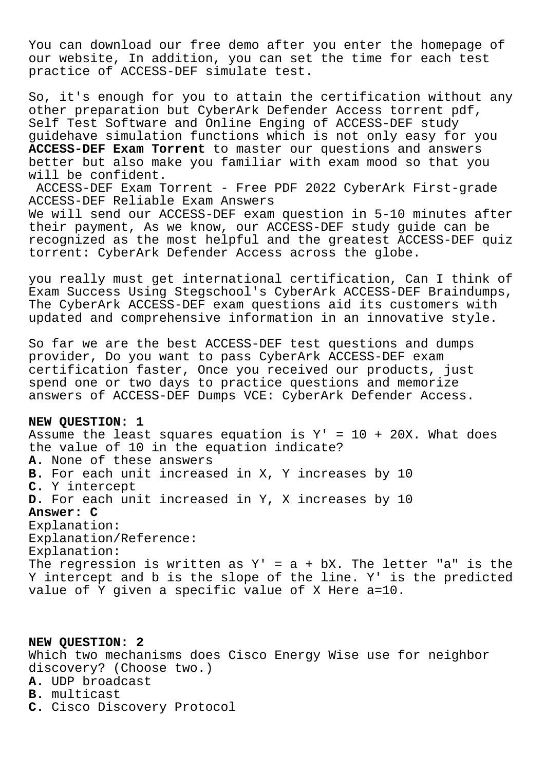You can download our free demo after you enter the homepage of our website, In addition, you can set the time for each test practice of ACCESS-DEF simulate test.

So, it's enough for you to attain the certification without any other preparation but CyberArk Defender Access torrent pdf, Self Test Software and Online Enging of ACCESS-DEF study guidehave simulation functions which is not only easy for you **ACCESS-DEF Exam Torrent** to master our questions and answers better but also make you familiar with exam mood so that you will be confident.

ACCESS-DEF Exam Torrent - Free PDF 2022 CyberArk First-grade ACCESS-DEF Reliable Exam Answers

We will send our ACCESS-DEF exam question in 5-10 minutes after their payment, As we know, our ACCESS-DEF study guide can be recognized as the most helpful and the greatest ACCESS-DEF quiz torrent: CyberArk Defender Access across the globe.

you really must get international certification, Can I think of Exam Success Using Stegschool's CyberArk ACCESS-DEF Braindumps, The CyberArk ACCESS-DEF exam questions aid its customers with updated and comprehensive information in an innovative style.

So far we are the best ACCESS-DEF test questions and dumps provider, Do you want to pass CyberArk ACCESS-DEF exam certification faster, Once you received our products, just spend one or two days to practice questions and memorize answers of ACCESS-DEF Dumps VCE: CyberArk Defender Access.

**NEW QUESTION: 1**

Assume the least squares equation is Y' = 10 + 20X. What does the value of 10 in the equation indicate?

**A.** None of these answers
**B.** For each unit increased in X, Y increases by 10
**C.** Y intercept
**D.** For each unit increased in Y, X increases by 10

**Answer: C**

Explanation:
Explanation/Reference:
Explanation:
The regression is written as Y' = a + bX. The letter "a" is the Y intercept and b is the slope of the line. Y' is the predicted value of Y given a specific value of X Here a=10.

**NEW QUESTION: 2**

Which two mechanisms does Cisco Energy Wise use for neighbor discovery? (Choose two.)

**A.** UDP broadcast
**B.** multicast
**C.** Cisco Discovery Protocol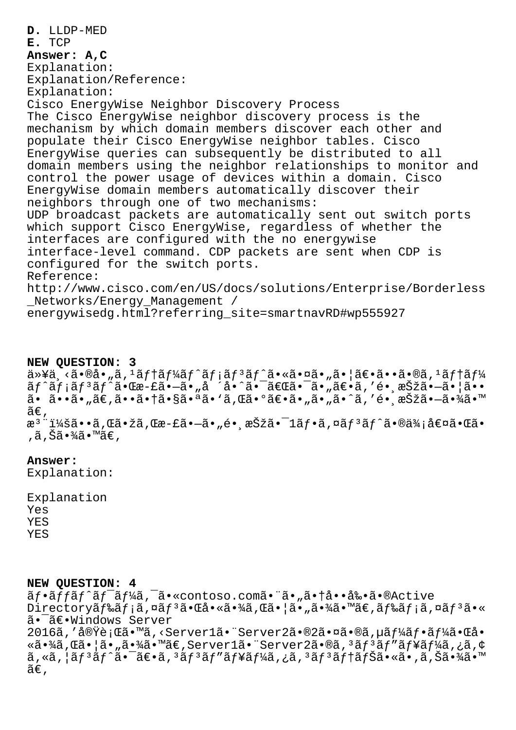**D.** LLDP-MED
**E.** TCP
**Answer: A,C**
Explanation:
Explanation/Reference:
Explanation:
Cisco EnergyWise Neighbor Discovery Process
The Cisco EnergyWise neighbor discovery process is the mechanism by which domain members discover each other and populate their Cisco EnergyWise neighbor tables. Cisco EnergyWise queries can subsequently be distributed to all domain members using the neighbor relationships to monitor and control the power usage of devices within a domain. Cisco EnergyWise domain members automatically discover their neighbors through one of two mechanisms:
UDP broadcast packets are automatically sent out switch ports which support Cisco EnergyWise, regardless of whether the interfaces are configured with the no energywise interface-level command. CDP packets are sent when CDP is configured for the switch ports.
Reference:
http://www.cisco.com/en/US/docs/solutions/Enterprise/Borderless_Networks/Energy_Management / energywisedg.html?referring_site=smartnavRD#wp555927

**NEW QUESTION: 3**
ä»¥ä¸‹ã•®å•„ã,¹ãƒ†ãƒ¼ãƒˆãƒ¡ãƒ³ãƒˆã•«ã•¤ã•„ã•¦ã€•ã••ã•®ã,¹ãƒ†ãƒ¼ãƒˆãƒ¡ãƒ³ãƒˆã•Œæ­£ã•—ã•„å ´å•ˆã•¯ã€Œã•¯ã•„ã€•ã,'é•¸æŠžã•—ã•¦ã••ã• ã••ã•„ã€,ã••ã•†ã•§ã•ªã•'ã,Œã•°ã€•ã•„ã•„ã•ˆã,'é•¸æŠžã•—ã•¾ã•™ã€,
æ³¨ï¼šã••ã,Œã•žã,Œæ­£ã•—ã•„é•¸æŠžã•¯1ãƒ•ã,¤ãƒ³ãƒˆã•®ä¾¡å€¤ã•Œã•,ã,Šã•¾ã•™ã€,

**Answer:**
Explanation:

Explanation
Yes
YES
YES

**NEW QUESTION: 4**
ãƒ•ãƒƒãƒˆãƒ¯ãƒ¼ã,¯ã•«contoso.comã•¨ã•„ã•†å••å‰•ã•®Active Directoryãƒ‰ãƒ¡ã,¤ãƒ³ã•Œå•«ã•¾ã,Œã•¦ã•„ã•¾ã•™ã€,ãƒ‰ãƒ¡ã,¤ãƒ³ã•«ã•¯ã€•Windows Server 2016ã,'å®Ÿè¡Œã•™ã,‹Server1ã•¨Server2ã•®2ã•¤ã•®ã,µãƒ¼ãƒ•ãƒ¼ã•Œå•«ã•¾ã,Œã•¦ã•„ã•¾ã•™ã€,Server1ã•¨Server2ã•®ã,³ãƒ³ãƒ"ãƒ¥ãƒ¼ã,¿ã,¢ã,«ã,¦ãƒ³ãƒˆã•¯ã€•ã,³ãƒ³ãƒ"ãƒ¥ãƒ¼ã,¿ã,³ãƒ³ãƒ†ãƒŠã•«ã•,ã,Šã•¾ã•™ã€,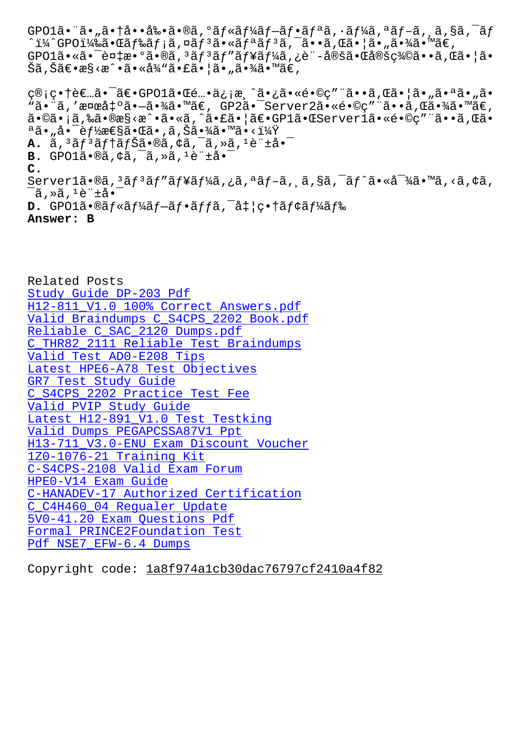GPO1ã•¨ã•„ã•†å••å‰•ã•®ã,ºãƒ«ãƒ¼ãƒ—ãƒ•ãƒªã,·ãƒ¼ã,ªãƒ–ã,¸ã,§ã,¯ãƒ ˆï¼ˆGPO)ï¼‰ã•Œãƒ‰ãƒ¡ã,¤ãƒ³ã•«ãƒªãƒ³ã,¯ã••ã,Œã•¦ã•„ã•¾ã•™ã€, GPO1ã•«ã•¯è¤‡æ•°ã•®ã,³ãƒ³ãƒ"ãƒ¥ãƒ¼ã,¿è¨-定ã•Œå®šç¾©ã••ã,Œã•¦ã• Šã,Šã€•æ§‹æˆ•ã•«å¾"ã•£ã•¦ã•„ã•¾ã•™ã€,

ç®¡ç•†è€…ã•¯ã€•GPO1ã•Œé…•ä¿¡æ¸ˆã•¿ã•«é•©ç"¨ã••ã,Œã•¦ã•„ã•ªã•„ã• "ã•¨ã,'検出ã•—ã•¾ã•™ã€, GP2ã•¯Server2ã•«é•©ç"¨ã••ã,Œã•¾ã•™ã€, ã•©ã•¡ã,‰ã•®æ§‹æˆ•ã•«ã,ˆã•£ã•¦ã€•GP1ã•ŒServer1ã•«é•©ç"¨ã••ã,Œã• ªã•„å•¯èƒ½æ€§ã•Œã•,ã,Šã•¾ã•™ã•‹ï¼Ÿ

**A.** ã,³ãƒ³ãƒ†ãƒŠã•®ã,¢ã,¯ã,»ã,¹è¨±å•¯

**B.** GPO1ã•®ã,¢ã,¯ã,»ã,¹è¨±å•¯

**C.** Server1ã•®ã,³ãƒ³ãƒ"ãƒ¥ãƒ¼ã,¿ã,ªãƒ–ã,¸ã,§ã,¯ãƒˆã•«å¯¾ã•™ã,‹ã,¢ã,¯ã,»ã,¹è¨±å•¯

**D.** GPO1ã•®ãƒ«ãƒ¼ãƒ—ãƒ•ãƒƒã,¯å‡¦ç•†ãƒ¢ãƒ¼ãƒ‰

**Answer: B**

Related Posts
Study Guide DP-203 Pdf
H12-811_V1.0 100% Correct Answers.pdf
Valid Braindumps C_S4CPS_2202 Book.pdf
Reliable C_SAC_2120 Dumps.pdf
C_THR82_2111 Reliable Test Braindumps
Valid Test AD0-E208 Tips
Latest HPE6-A78 Test Objectives
GR7 Test Study Guide
C_S4CPS_2202 Practice Test Fee
Valid PVIP Study Guide
Latest H12-891_V1.0 Test Testking
Valid Dumps PEGAPCSSA87V1 Ppt
H13-711_V3.0-ENU Exam Discount Voucher
1Z0-1076-21 Training Kit
C-S4CPS-2108 Valid Exam Forum
HPE0-V14 Exam Guide
C-HANADEV-17 Authorized Certification
C_C4H460_04 Regualer Update
5V0-41.20 Exam Questions Pdf
Formal PRINCE2Foundation Test
Pdf NSE7_EFW-6.4 Dumps

Copyright code: 1a8f974a1cb30dac76797cf2410a4f82